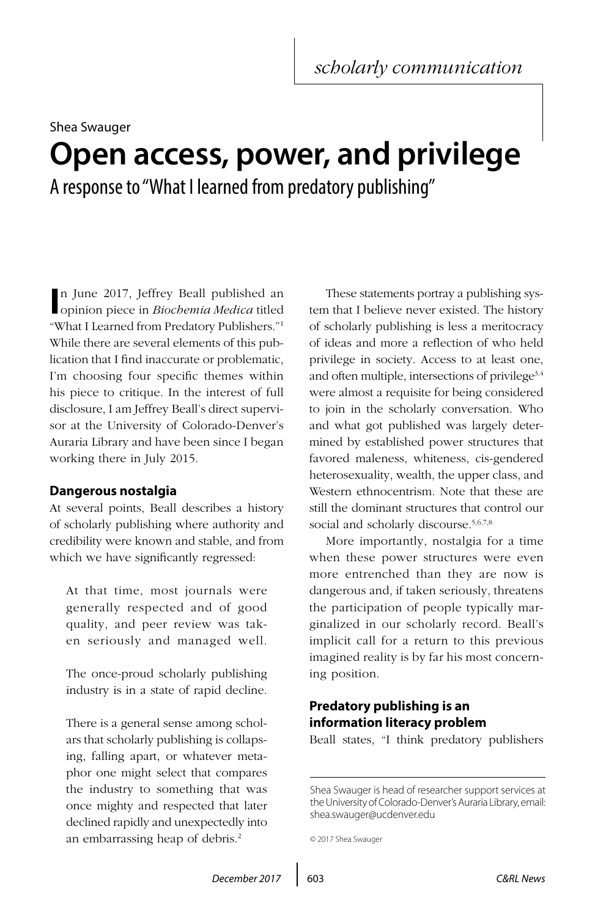scholarly communication

Shea Swauger

# Open access, power, and privilege

## A response to "What I learned from predatory publishing"

In June 2017, Jeffrey Beall published an opinion piece in *Biochemia Medica* titled "What I Learned from Predatory Publishers."[1] While there are several elements of this publication that I find inaccurate or problematic, I'm choosing four specific themes within his piece to critique. In the interest of full disclosure, I am Jeffrey Beall's direct supervisor at the University of Colorado-Denver's Auraria Library and have been since I began working there in July 2015.

### Dangerous nostalgia

At several points, Beall describes a history of scholarly publishing where authority and credibility were known and stable, and from which we have significantly regressed:

> At that time, most journals were generally respected and of good quality, and peer review was taken seriously and managed well.
>
> The once-proud scholarly publishing industry is in a state of rapid decline.
>
> There is a general sense among scholars that scholarly publishing is collapsing, falling apart, or whatever metaphor one might select that compares the industry to something that was once mighty and respected that later declined rapidly and unexpectedly into an embarrassing heap of debris.[2]

These statements portray a publishing system that I believe never existed. The history of scholarly publishing is less a meritocracy of ideas and more a reflection of who held privilege in society. Access to at least one, and often multiple, intersections of privilege[3,4] were almost a requisite for being considered to join in the scholarly conversation. Who and what got published was largely determined by established power structures that favored maleness, whiteness, cis-gendered heterosexuality, wealth, the upper class, and Western ethnocentrism. Note that these are still the dominant structures that control our social and scholarly discourse.[5,6,7,8]

More importantly, nostalgia for a time when these power structures were even more entrenched than they are now is dangerous and, if taken seriously, threatens the participation of people typically marginalized in our scholarly record. Beall's implicit call for a return to this previous imagined reality is by far his most concerning position.

### Predatory publishing is an information literacy problem

Beall states, "I think predatory publishers

---

Shea Swauger is head of researcher support services at the University of Colorado-Denver's Auraria Library, email: shea.swauger@ucdenver.edu

© 2017 Shea Swauger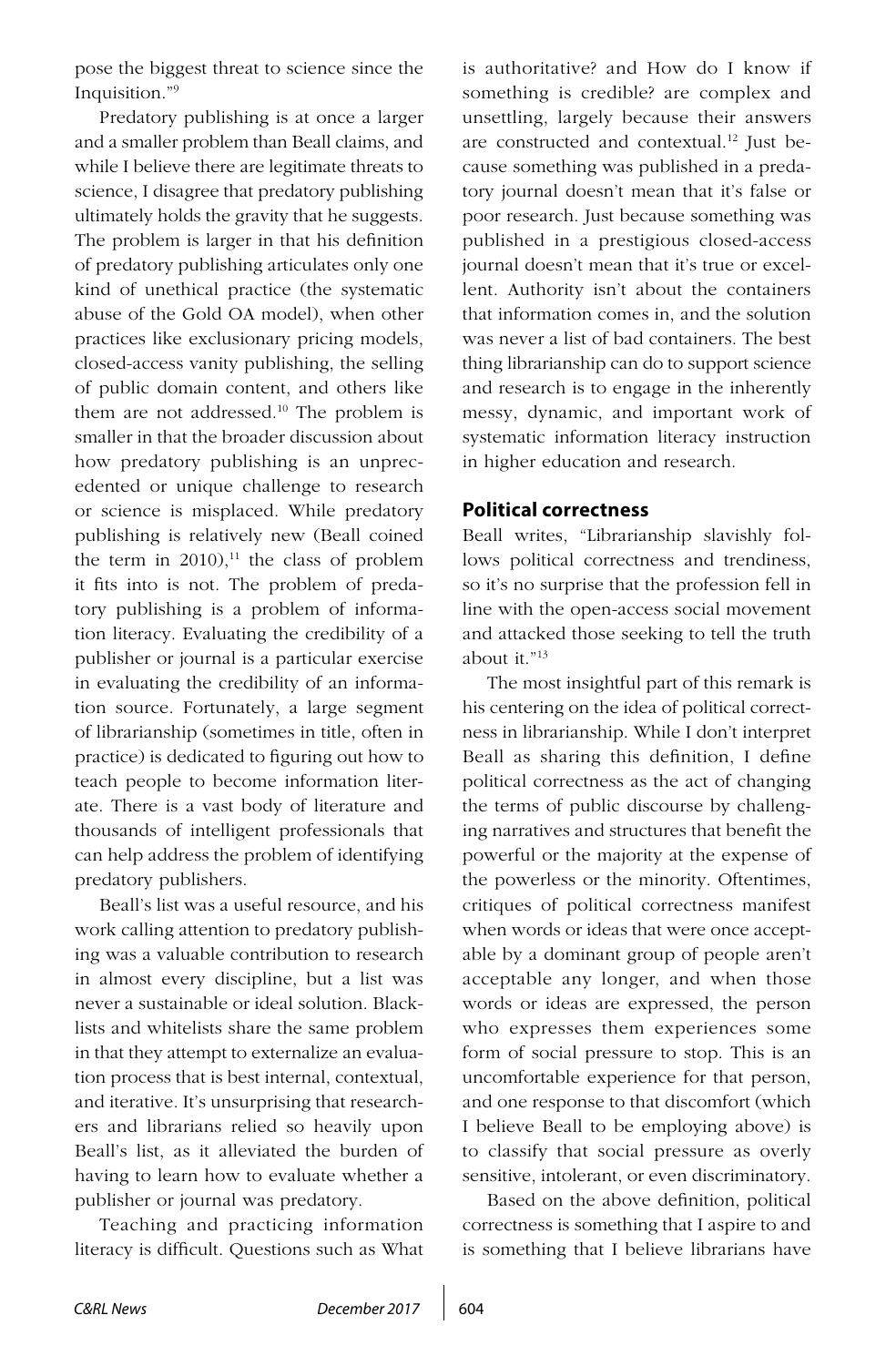pose the biggest threat to science since the Inquisition."[9]

Predatory publishing is at once a larger and a smaller problem than Beall claims, and while I believe there are legitimate threats to science, I disagree that predatory publishing ultimately holds the gravity that he suggests. The problem is larger in that his definition of predatory publishing articulates only one kind of unethical practice (the systematic abuse of the Gold OA model), when other practices like exclusionary pricing models, closed-access vanity publishing, the selling of public domain content, and others like them are not addressed.[10] The problem is smaller in that the broader discussion about how predatory publishing is an unprecedented or unique challenge to research or science is misplaced. While predatory publishing is relatively new (Beall coined the term in 2010),[11] the class of problem it fits into is not. The problem of predatory publishing is a problem of information literacy. Evaluating the credibility of a publisher or journal is a particular exercise in evaluating the credibility of an information source. Fortunately, a large segment of librarianship (sometimes in title, often in practice) is dedicated to figuring out how to teach people to become information literate. There is a vast body of literature and thousands of intelligent professionals that can help address the problem of identifying predatory publishers.

Beall's list was a useful resource, and his work calling attention to predatory publishing was a valuable contribution to research in almost every discipline, but a list was never a sustainable or ideal solution. Blacklists and whitelists share the same problem in that they attempt to externalize an evaluation process that is best internal, contextual, and iterative. It's unsurprising that researchers and librarians relied so heavily upon Beall's list, as it alleviated the burden of having to learn how to evaluate whether a publisher or journal was predatory.

Teaching and practicing information literacy is difficult. Questions such as What is authoritative? and How do I know if something is credible? are complex and unsettling, largely because their answers are constructed and contextual.[12] Just because something was published in a predatory journal doesn't mean that it's false or poor research. Just because something was published in a prestigious closed-access journal doesn't mean that it's true or excellent. Authority isn't about the containers that information comes in, and the solution was never a list of bad containers. The best thing librarianship can do to support science and research is to engage in the inherently messy, dynamic, and important work of systematic information literacy instruction in higher education and research.

## Political correctness

Beall writes, "Librarianship slavishly follows political correctness and trendiness, so it's no surprise that the profession fell in line with the open-access social movement and attacked those seeking to tell the truth about it."[13]

The most insightful part of this remark is his centering on the idea of political correctness in librarianship. While I don't interpret Beall as sharing this definition, I define political correctness as the act of changing the terms of public discourse by challenging narratives and structures that benefit the powerful or the majority at the expense of the powerless or the minority. Oftentimes, critiques of political correctness manifest when words or ideas that were once acceptable by a dominant group of people aren't acceptable any longer, and when those words or ideas are expressed, the person who expresses them experiences some form of social pressure to stop. This is an uncomfortable experience for that person, and one response to that discomfort (which I believe Beall to be employing above) is to classify that social pressure as overly sensitive, intolerant, or even discriminatory.

Based on the above definition, political correctness is something that I aspire to and is something that I believe librarians have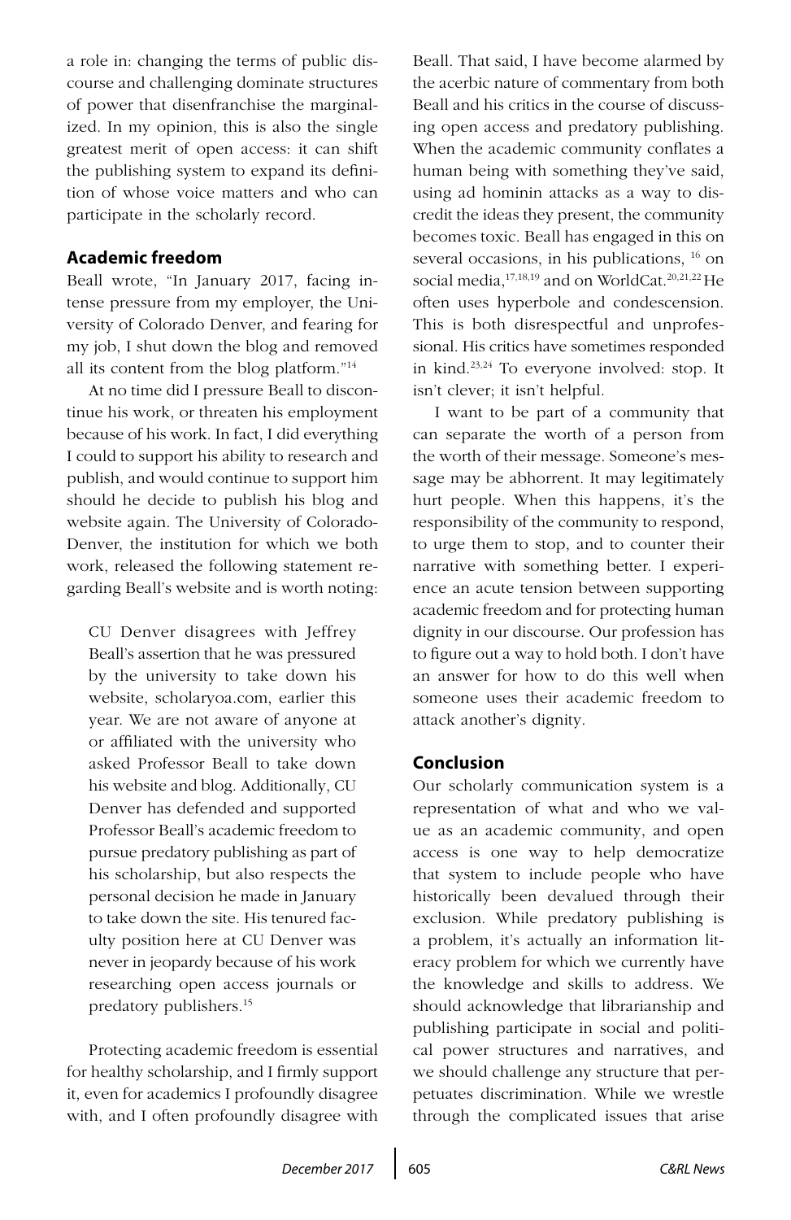a role in: changing the terms of public discourse and challenging dominate structures of power that disenfranchise the marginalized. In my opinion, this is also the single greatest merit of open access: it can shift the publishing system to expand its definition of whose voice matters and who can participate in the scholarly record.

## Academic freedom

Beall wrote, "In January 2017, facing intense pressure from my employer, the University of Colorado Denver, and fearing for my job, I shut down the blog and removed all its content from the blog platform."[14]

At no time did I pressure Beall to discontinue his work, or threaten his employment because of his work. In fact, I did everything I could to support his ability to research and publish, and would continue to support him should he decide to publish his blog and website again. The University of Colorado-Denver, the institution for which we both work, released the following statement regarding Beall's website and is worth noting:

> CU Denver disagrees with Jeffrey Beall's assertion that he was pressured by the university to take down his website, scholaryoa.com, earlier this year. We are not aware of anyone at or affiliated with the university who asked Professor Beall to take down his website and blog. Additionally, CU Denver has defended and supported Professor Beall's academic freedom to pursue predatory publishing as part of his scholarship, but also respects the personal decision he made in January to take down the site. His tenured faculty position here at CU Denver was never in jeopardy because of his work researching open access journals or predatory publishers.[15]

Protecting academic freedom is essential for healthy scholarship, and I firmly support it, even for academics I profoundly disagree with, and I often profoundly disagree with Beall. That said, I have become alarmed by the acerbic nature of commentary from both Beall and his critics in the course of discussing open access and predatory publishing. When the academic community conflates a human being with something they've said, using ad hominin attacks as a way to discredit the ideas they present, the community becomes toxic. Beall has engaged in this on several occasions, in his publications, [16] on social media,[17,18,19] and on WorldCat.[20,21,22] He often uses hyperbole and condescension. This is both disrespectful and unprofessional. His critics have sometimes responded in kind.[23,24] To everyone involved: stop. It isn't clever; it isn't helpful.

I want to be part of a community that can separate the worth of a person from the worth of their message. Someone's message may be abhorrent. It may legitimately hurt people. When this happens, it's the responsibility of the community to respond, to urge them to stop, and to counter their narrative with something better. I experience an acute tension between supporting academic freedom and for protecting human dignity in our discourse. Our profession has to figure out a way to hold both. I don't have an answer for how to do this well when someone uses their academic freedom to attack another's dignity.

## Conclusion

Our scholarly communication system is a representation of what and who we value as an academic community, and open access is one way to help democratize that system to include people who have historically been devalued through their exclusion. While predatory publishing is a problem, it's actually an information literacy problem for which we currently have the knowledge and skills to address. We should acknowledge that librarianship and publishing participate in social and political power structures and narratives, and we should challenge any structure that perpetuates discrimination. While we wrestle through the complicated issues that arise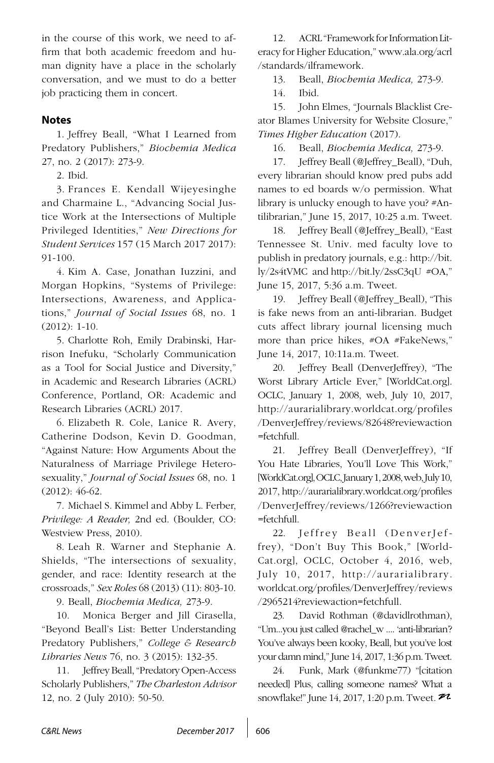in the course of this work, we need to affirm that both academic freedom and human dignity have a place in the scholarly conversation, and we must to do a better job practicing them in concert.

## Notes

1. Jeffrey Beall, "What I Learned from Predatory Publishers," *Biochemia Medica* 27, no. 2 (2017): 273-9.

2. Ibid.

3. Frances E. Kendall Wijeyesinghe and Charmaine L., "Advancing Social Justice Work at the Intersections of Multiple Privileged Identities," *New Directions for Student Services* 157 (15 March 2017 2017): 91-100.

4. Kim A. Case, Jonathan Iuzzini, and Morgan Hopkins, "Systems of Privilege: Intersections, Awareness, and Applications," *Journal of Social Issues* 68, no. 1 (2012): 1-10.

5. Charlotte Roh, Emily Drabinski, Harrison Inefuku, "Scholarly Communication as a Tool for Social Justice and Diversity," in Academic and Research Libraries (ACRL) Conference, Portland, OR: Academic and Research Libraries (ACRL) 2017.

6. Elizabeth R. Cole, Lanice R. Avery, Catherine Dodson, Kevin D. Goodman, "Against Nature: How Arguments About the Naturalness of Marriage Privilege Heterosexuality," *Journal of Social Issues* 68, no. 1 (2012): 46-62.

7. Michael S. Kimmel and Abby L. Ferber, *Privilege: A Reader,* 2nd ed. (Boulder, CO: Westview Press, 2010).

8. Leah R. Warner and Stephanie A. Shields, "The intersections of sexuality, gender, and race: Identity research at the crossroads," *Sex Roles* 68 (2013) (11): 803-10.

9. Beall, *Biochemia Medica,* 273-9.

10. Monica Berger and Jill Cirasella, "Beyond Beall's List: Better Understanding Predatory Publishers," *College & Research Libraries News* 76, no. 3 (2015): 132-35.

11. Jeffrey Beall, "Predatory Open-Access Scholarly Publishers," *The Charleston Advisor* 12, no. 2 (July 2010): 50-50.

12. ACRL "Framework for Information Literacy for Higher Education," www.ala.org/acrl/standards/ilframework.

13. Beall, *Biochemia Medica,* 273-9.

14. Ibid.

15. John Elmes, "Journals Blacklist Creator Blames University for Website Closure," *Times Higher Education* (2017).

16. Beall, *Biochemia Medica,* 273-9.

17. Jeffrey Beall (@Jeffrey_Beall), "Duh, every librarian should know pred pubs add names to ed boards w/o permission. What library is unlucky enough to have you? #Antilibrarian," June 15, 2017, 10:25 a.m. Tweet.

18. Jeffrey Beall (@Jeffrey_Beall), "East Tennessee St. Univ. med faculty love to publish in predatory journals, e.g.: http://bit.ly/2s4tVMC and http://bit.ly/2ssC3qU #OA," June 15, 2017, 5:36 a.m. Tweet.

19. Jeffrey Beall (@Jeffrey_Beall), "This is fake news from an anti-librarian. Budget cuts affect library journal licensing much more than price hikes, #OA #FakeNews," June 14, 2017, 10:11a.m. Tweet.

20. Jeffrey Beall (DenverJeffrey), "The Worst Library Article Ever," [WorldCat.org]. OCLC, January 1, 2008, web, July 10, 2017, http://aurarialibrary.worldcat.org/profiles/DenverJeffrey/reviews/82648?reviewaction=fetchfull.

21. Jeffrey Beall (DenverJeffrey), "If You Hate Libraries, You'll Love This Work," [WorldCat.org], OCLC, January 1, 2008, web, July 10, 2017, http://aurarialibrary.worldcat.org/profiles/DenverJeffrey/reviews/1266?reviewaction=fetchfull.

22. Jeffrey Beall (DenverJeffrey), "Don't Buy This Book," [WorldCat.org], OCLC, October 4, 2016, web, July 10, 2017, http://aurarialibrary.worldcat.org/profiles/DenverJeffrey/reviews/2965214?reviewaction=fetchfull.

23. David Rothman (@davidlrothman), "Um...you just called @rachel_w .... 'anti-librarian'? You've always been kooky, Beall, but you've lost your damn mind," June 14, 2017, 1:36 p.m. Tweet.

24. Funk, Mark (@funkme77) "[citation needed] Plus, calling someone names? What a snowflake!" June 14, 2017, 1:20 p.m. Tweet.